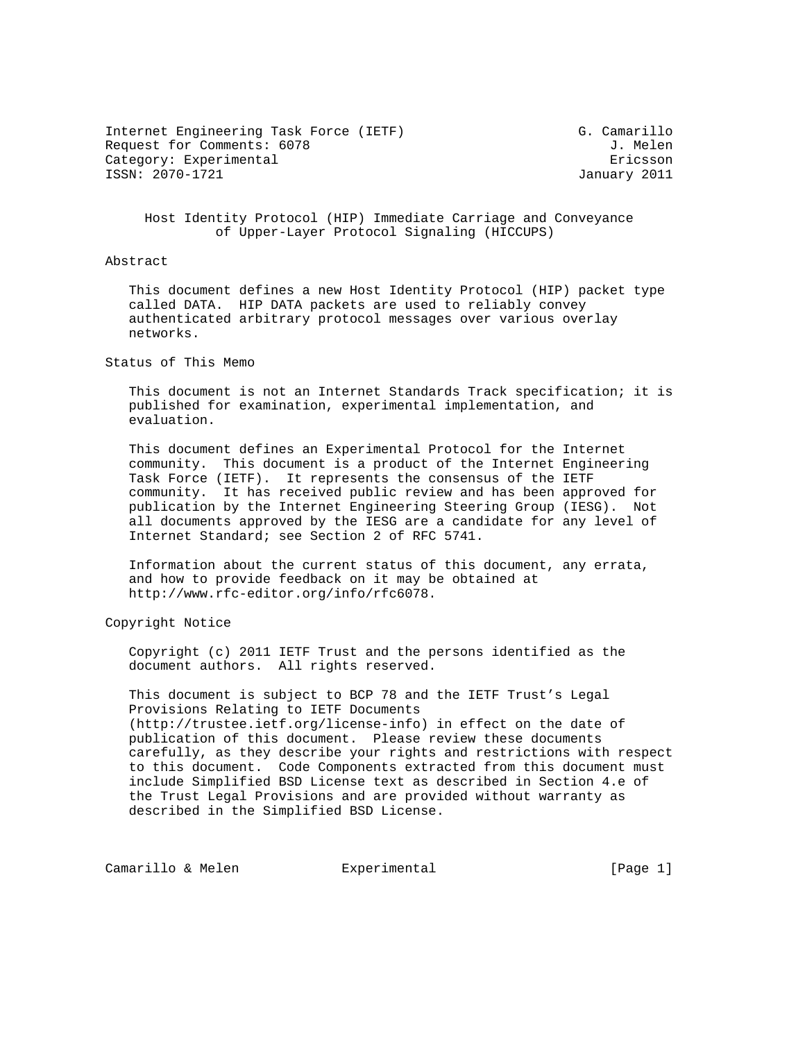Internet Engineering Task Force (IETF) G. Camarillo
Request for Comments: 6078 J. Melen
Category: Experimental Ericsson
ISSN: 2070-1721 January 2011

# Host Identity Protocol (HIP) Immediate Carriage and Conveyance of Upper-Layer Protocol Signaling (HICCUPS)

## Abstract

This document defines a new Host Identity Protocol (HIP) packet type called DATA. HIP DATA packets are used to reliably convey authenticated arbitrary protocol messages over various overlay networks.

## Status of This Memo

This document is not an Internet Standards Track specification; it is published for examination, experimental implementation, and evaluation.

This document defines an Experimental Protocol for the Internet community. This document is a product of the Internet Engineering Task Force (IETF). It represents the consensus of the IETF community. It has received public review and has been approved for publication by the Internet Engineering Steering Group (IESG). Not all documents approved by the IESG are a candidate for any level of Internet Standard; see Section 2 of RFC 5741.

Information about the current status of this document, any errata, and how to provide feedback on it may be obtained at http://www.rfc-editor.org/info/rfc6078.

## Copyright Notice

Copyright (c) 2011 IETF Trust and the persons identified as the document authors. All rights reserved.

This document is subject to BCP 78 and the IETF Trust's Legal Provisions Relating to IETF Documents (http://trustee.ietf.org/license-info) in effect on the date of publication of this document. Please review these documents carefully, as they describe your rights and restrictions with respect to this document. Code Components extracted from this document must include Simplified BSD License text as described in Section 4.e of the Trust Legal Provisions and are provided without warranty as described in the Simplified BSD License.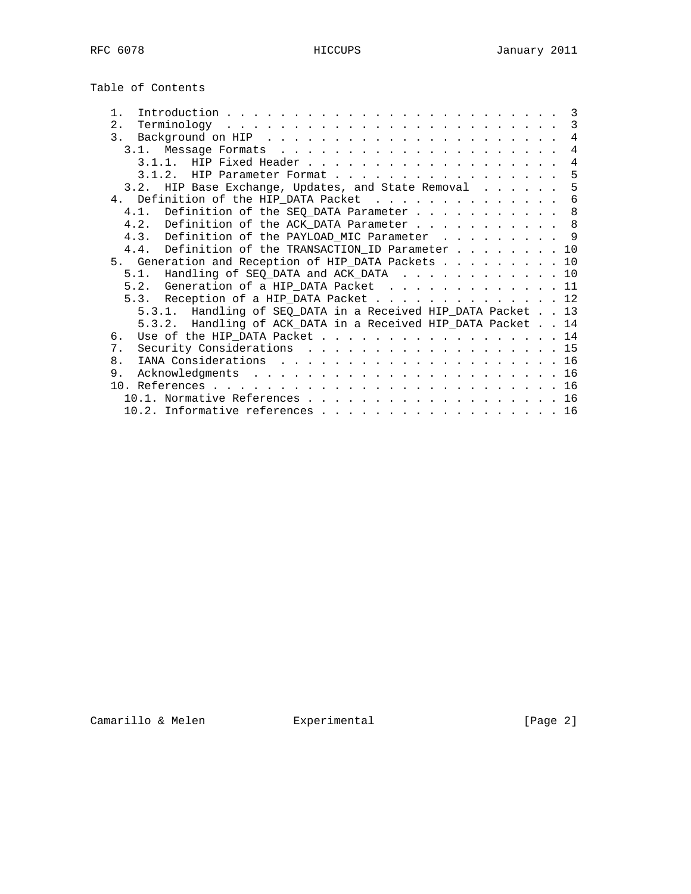Table of Contents

```
   1.  Introduction . . . . . . . . . . . . . . . . . . . . . . . . .  3
   2.  Terminology  . . . . . . . . . . . . . . . . . . . . . . . . .  3
   3.  Background on HIP  . . . . . . . . . . . . . . . . . . . . . .  4
     3.1.  Message Formats  . . . . . . . . . . . . . . . . . . . . .  4
       3.1.1.  HIP Fixed Header . . . . . . . . . . . . . . . . . . .  4
       3.1.2.  HIP Parameter Format . . . . . . . . . . . . . . . . .  5
     3.2.  HIP Base Exchange, Updates, and State Removal  . . . . . .  5
   4.  Definition of the HIP_DATA Packet  . . . . . . . . . . . . . .  6
     4.1.  Definition of the SEQ_DATA Parameter . . . . . . . . . . .  8
     4.2.  Definition of the ACK_DATA Parameter . . . . . . . . . . .  8
     4.3.  Definition of the PAYLOAD_MIC Parameter  . . . . . . . . .  9
     4.4.  Definition of the TRANSACTION_ID Parameter . . . . . . . . 10
   5.  Generation and Reception of HIP_DATA Packets . . . . . . . . . 10
     5.1.  Handling of SEQ_DATA and ACK_DATA  . . . . . . . . . . . . 10
     5.2.  Generation of a HIP_DATA Packet  . . . . . . . . . . . . . 11
     5.3.  Reception of a HIP_DATA Packet . . . . . . . . . . . . . . 12
       5.3.1.  Handling of SEQ_DATA in a Received HIP_DATA Packet . . 13
       5.3.2.  Handling of ACK_DATA in a Received HIP_DATA Packet . . 14
   6.  Use of the HIP_DATA Packet . . . . . . . . . . . . . . . . . . 14
   7.  Security Considerations  . . . . . . . . . . . . . . . . . . . 15
   8.  IANA Considerations  . . . . . . . . . . . . . . . . . . . . . 16
   9.  Acknowledgments  . . . . . . . . . . . . . . . . . . . . . . . 16
   10. References . . . . . . . . . . . . . . . . . . . . . . . . . . 16
     10.1. Normative References . . . . . . . . . . . . . . . . . . . 16
     10.2. Informative references . . . . . . . . . . . . . . . . . . 16
```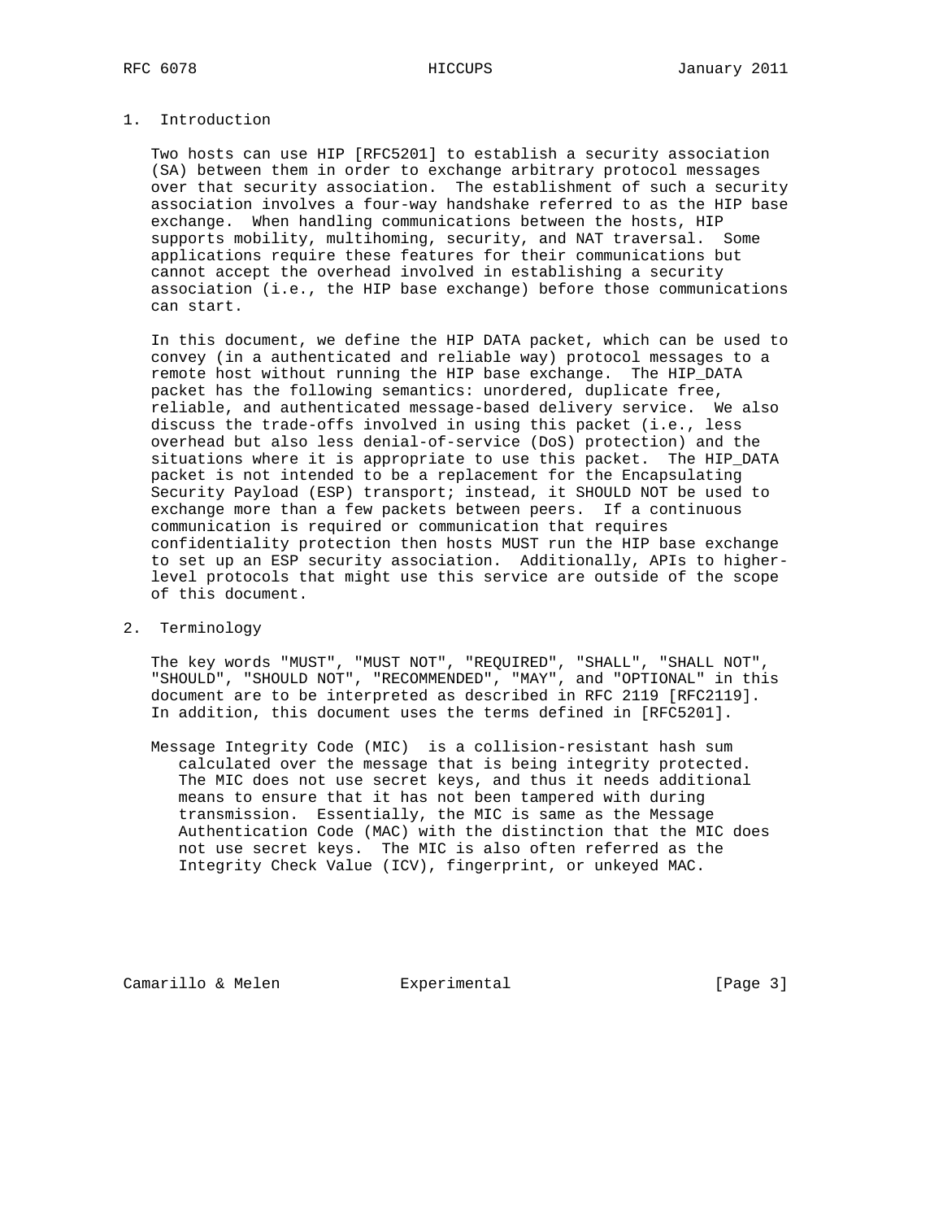## 1. Introduction

Two hosts can use HIP [RFC5201] to establish a security association (SA) between them in order to exchange arbitrary protocol messages over that security association. The establishment of such a security association involves a four-way handshake referred to as the HIP base exchange. When handling communications between the hosts, HIP supports mobility, multihoming, security, and NAT traversal. Some applications require these features for their communications but cannot accept the overhead involved in establishing a security association (i.e., the HIP base exchange) before those communications can start.

In this document, we define the HIP DATA packet, which can be used to convey (in a authenticated and reliable way) protocol messages to a remote host without running the HIP base exchange. The HIP_DATA packet has the following semantics: unordered, duplicate free, reliable, and authenticated message-based delivery service. We also discuss the trade-offs involved in using this packet (i.e., less overhead but also less denial-of-service (DoS) protection) and the situations where it is appropriate to use this packet. The HIP_DATA packet is not intended to be a replacement for the Encapsulating Security Payload (ESP) transport; instead, it SHOULD NOT be used to exchange more than a few packets between peers. If a continuous communication is required or communication that requires confidentiality protection then hosts MUST run the HIP base exchange to set up an ESP security association. Additionally, APIs to higher-level protocols that might use this service are outside of the scope of this document.

## 2. Terminology

The key words "MUST", "MUST NOT", "REQUIRED", "SHALL", "SHALL NOT", "SHOULD", "SHOULD NOT", "RECOMMENDED", "MAY", and "OPTIONAL" in this document are to be interpreted as described in RFC 2119 [RFC2119]. In addition, this document uses the terms defined in [RFC5201].

Message Integrity Code (MIC) is a collision-resistant hash sum calculated over the message that is being integrity protected. The MIC does not use secret keys, and thus it needs additional means to ensure that it has not been tampered with during transmission. Essentially, the MIC is same as the Message Authentication Code (MAC) with the distinction that the MIC does not use secret keys. The MIC is also often referred as the Integrity Check Value (ICV), fingerprint, or unkeyed MAC.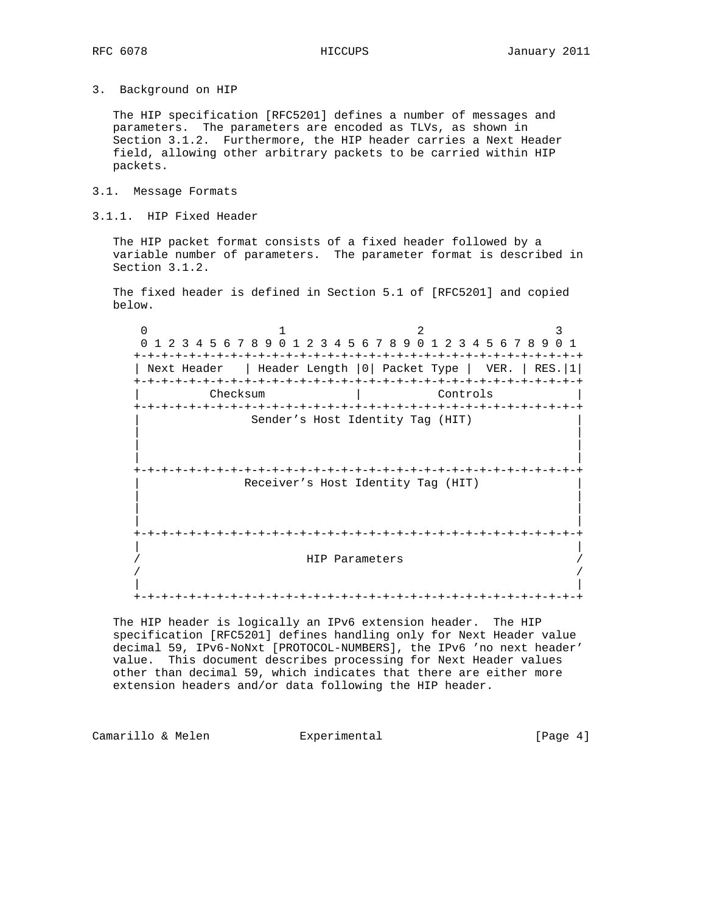## 3. Background on HIP

The HIP specification [RFC5201] defines a number of messages and parameters. The parameters are encoded as TLVs, as shown in Section 3.1.2. Furthermore, the HIP header carries a Next Header field, allowing other arbitrary packets to be carried within HIP packets.

### 3.1. Message Formats

#### 3.1.1. HIP Fixed Header

The HIP packet format consists of a fixed header followed by a variable number of parameters. The parameter format is described in Section 3.1.2.

The fixed header is defined in Section 5.1 of [RFC5201] and copied below.

```
 0                   1                   2                   3
 0 1 2 3 4 5 6 7 8 9 0 1 2 3 4 5 6 7 8 9 0 1 2 3 4 5 6 7 8 9 0 1
+-+-+-+-+-+-+-+-+-+-+-+-+-+-+-+-+-+-+-+-+-+-+-+-+-+-+-+-+-+-+-+-+
| Next Header   | Header Length |0| Packet Type |  VER. | RES.|1|
+-+-+-+-+-+-+-+-+-+-+-+-+-+-+-+-+-+-+-+-+-+-+-+-+-+-+-+-+-+-+-+-+
|          Checksum             |           Controls            |
+-+-+-+-+-+-+-+-+-+-+-+-+-+-+-+-+-+-+-+-+-+-+-+-+-+-+-+-+-+-+-+-+
|                Sender's Host Identity Tag (HIT)               |
|                                                               |
|                                                               |
|                                                               |
+-+-+-+-+-+-+-+-+-+-+-+-+-+-+-+-+-+-+-+-+-+-+-+-+-+-+-+-+-+-+-+-+
|               Receiver's Host Identity Tag (HIT)              |
|                                                               |
|                                                               |
|                                                               |
+-+-+-+-+-+-+-+-+-+-+-+-+-+-+-+-+-+-+-+-+-+-+-+-+-+-+-+-+-+-+-+-+
|                                                               |
/                        HIP Parameters                         /
/                                                               /
|                                                               |
+-+-+-+-+-+-+-+-+-+-+-+-+-+-+-+-+-+-+-+-+-+-+-+-+-+-+-+-+-+-+-+-+
```

The HIP header is logically an IPv6 extension header. The HIP specification [RFC5201] defines handling only for Next Header value decimal 59, IPv6-NoNxt [PROTOCOL-NUMBERS], the IPv6 'no next header' value. This document describes processing for Next Header values other than decimal 59, which indicates that there are either more extension headers and/or data following the HIP header.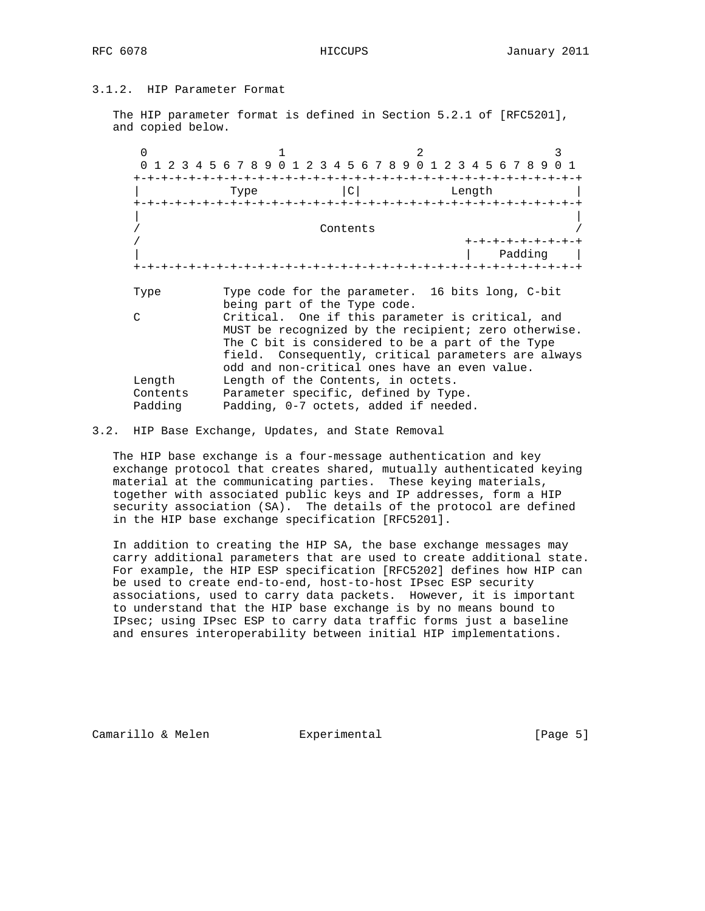### 3.1.2. HIP Parameter Format

The HIP parameter format is defined in Section 5.2.1 of [RFC5201], and copied below.

```
 0                   1                   2                   3
 0 1 2 3 4 5 6 7 8 9 0 1 2 3 4 5 6 7 8 9 0 1 2 3 4 5 6 7 8 9 0 1
+-+-+-+-+-+-+-+-+-+-+-+-+-+-+-+-+-+-+-+-+-+-+-+-+-+-+-+-+-+-+-+-+
|             Type            |C|             Length            |
+-+-+-+-+-+-+-+-+-+-+-+-+-+-+-+-+-+-+-+-+-+-+-+-+-+-+-+-+-+-+-+-+
|                                                               |
/                          Contents                             /
/                                               +-+-+-+-+-+-+-+-+
|                                               |    Padding    |
+-+-+-+-+-+-+-+-+-+-+-+-+-+-+-+-+-+-+-+-+-+-+-+-+-+-+-+-+-+-+-+-+

Type         Type code for the parameter.  16 bits long, C-bit
             being part of the Type code.
C            Critical.  One if this parameter is critical, and
             MUST be recognized by the recipient; zero otherwise.
             The C bit is considered to be a part of the Type
             field.  Consequently, critical parameters are always
             odd and non-critical ones have an even value.
Length       Length of the Contents, in octets.
Contents     Parameter specific, defined by Type.
Padding      Padding, 0-7 octets, added if needed.
```

## 3.2. HIP Base Exchange, Updates, and State Removal

The HIP base exchange is a four-message authentication and key exchange protocol that creates shared, mutually authenticated keying material at the communicating parties. These keying materials, together with associated public keys and IP addresses, form a HIP security association (SA). The details of the protocol are defined in the HIP base exchange specification [RFC5201].

In addition to creating the HIP SA, the base exchange messages may carry additional parameters that are used to create additional state. For example, the HIP ESP specification [RFC5202] defines how HIP can be used to create end-to-end, host-to-host IPsec ESP security associations, used to carry data packets. However, it is important to understand that the HIP base exchange is by no means bound to IPsec; using IPsec ESP to carry data traffic forms just a baseline and ensures interoperability between initial HIP implementations.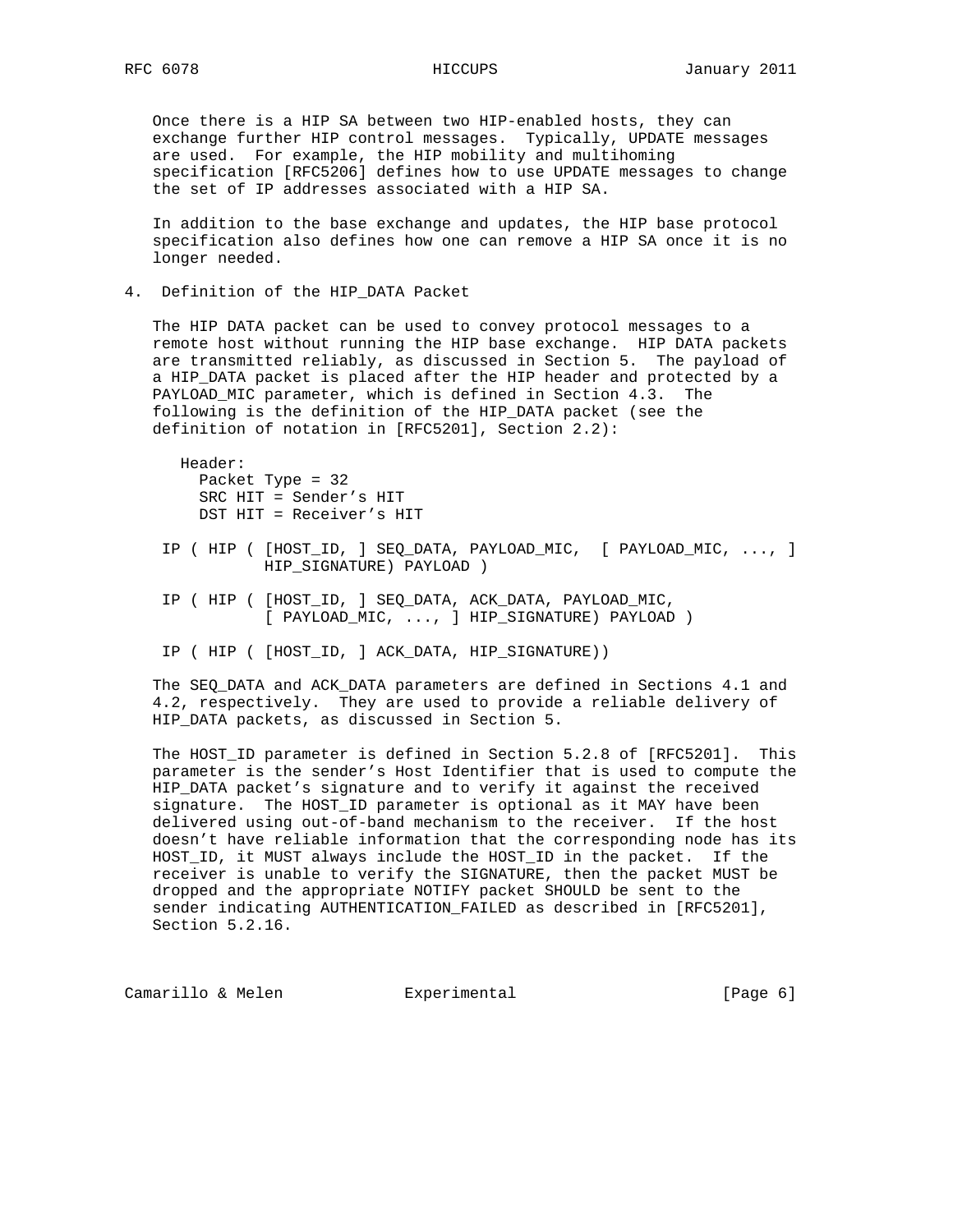Once there is a HIP SA between two HIP-enabled hosts, they can exchange further HIP control messages. Typically, UPDATE messages are used. For example, the HIP mobility and multihoming specification [RFC5206] defines how to use UPDATE messages to change the set of IP addresses associated with a HIP SA.

In addition to the base exchange and updates, the HIP base protocol specification also defines how one can remove a HIP SA once it is no longer needed.

## 4. Definition of the HIP_DATA Packet

The HIP DATA packet can be used to convey protocol messages to a remote host without running the HIP base exchange. HIP DATA packets are transmitted reliably, as discussed in Section 5. The payload of a HIP_DATA packet is placed after the HIP header and protected by a PAYLOAD_MIC parameter, which is defined in Section 4.3. The following is the definition of the HIP_DATA packet (see the definition of notation in [RFC5201], Section 2.2):

```
   Header:
     Packet Type = 32
     SRC HIT = Sender's HIT
     DST HIT = Receiver's HIT

 IP ( HIP ( [HOST_ID, ] SEQ_DATA, PAYLOAD_MIC,  [ PAYLOAD_MIC, ..., ]
            HIP_SIGNATURE) PAYLOAD )

 IP ( HIP ( [HOST_ID, ] SEQ_DATA, ACK_DATA, PAYLOAD_MIC,
            [ PAYLOAD_MIC, ..., ] HIP_SIGNATURE) PAYLOAD )

 IP ( HIP ( [HOST_ID, ] ACK_DATA, HIP_SIGNATURE))
```

The SEQ_DATA and ACK_DATA parameters are defined in Sections 4.1 and 4.2, respectively. They are used to provide a reliable delivery of HIP_DATA packets, as discussed in Section 5.

The HOST_ID parameter is defined in Section 5.2.8 of [RFC5201]. This parameter is the sender's Host Identifier that is used to compute the HIP_DATA packet's signature and to verify it against the received signature. The HOST_ID parameter is optional as it MAY have been delivered using out-of-band mechanism to the receiver. If the host doesn't have reliable information that the corresponding node has its HOST_ID, it MUST always include the HOST_ID in the packet. If the receiver is unable to verify the SIGNATURE, then the packet MUST be dropped and the appropriate NOTIFY packet SHOULD be sent to the sender indicating AUTHENTICATION_FAILED as described in [RFC5201], Section 5.2.16.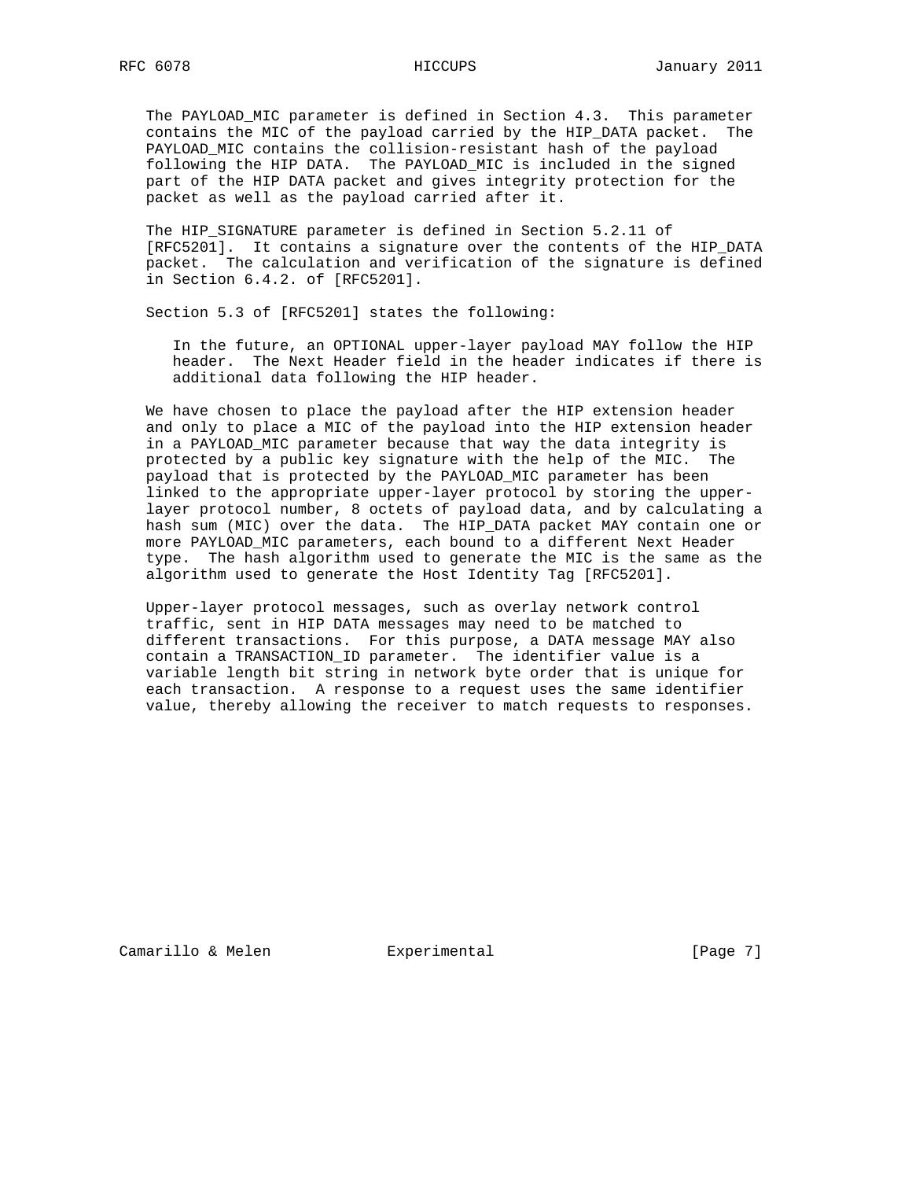The PAYLOAD_MIC parameter is defined in Section 4.3. This parameter contains the MIC of the payload carried by the HIP_DATA packet. The PAYLOAD_MIC contains the collision-resistant hash of the payload following the HIP DATA. The PAYLOAD_MIC is included in the signed part of the HIP DATA packet and gives integrity protection for the packet as well as the payload carried after it.

The HIP_SIGNATURE parameter is defined in Section 5.2.11 of [RFC5201]. It contains a signature over the contents of the HIP_DATA packet. The calculation and verification of the signature is defined in Section 6.4.2. of [RFC5201].

Section 5.3 of [RFC5201] states the following:

> In the future, an OPTIONAL upper-layer payload MAY follow the HIP header. The Next Header field in the header indicates if there is additional data following the HIP header.

We have chosen to place the payload after the HIP extension header and only to place a MIC of the payload into the HIP extension header in a PAYLOAD_MIC parameter because that way the data integrity is protected by a public key signature with the help of the MIC. The payload that is protected by the PAYLOAD_MIC parameter has been linked to the appropriate upper-layer protocol by storing the upper-layer protocol number, 8 octets of payload data, and by calculating a hash sum (MIC) over the data. The HIP_DATA packet MAY contain one or more PAYLOAD_MIC parameters, each bound to a different Next Header type. The hash algorithm used to generate the MIC is the same as the algorithm used to generate the Host Identity Tag [RFC5201].

Upper-layer protocol messages, such as overlay network control traffic, sent in HIP DATA messages may need to be matched to different transactions. For this purpose, a DATA message MAY also contain a TRANSACTION_ID parameter. The identifier value is a variable length bit string in network byte order that is unique for each transaction. A response to a request uses the same identifier value, thereby allowing the receiver to match requests to responses.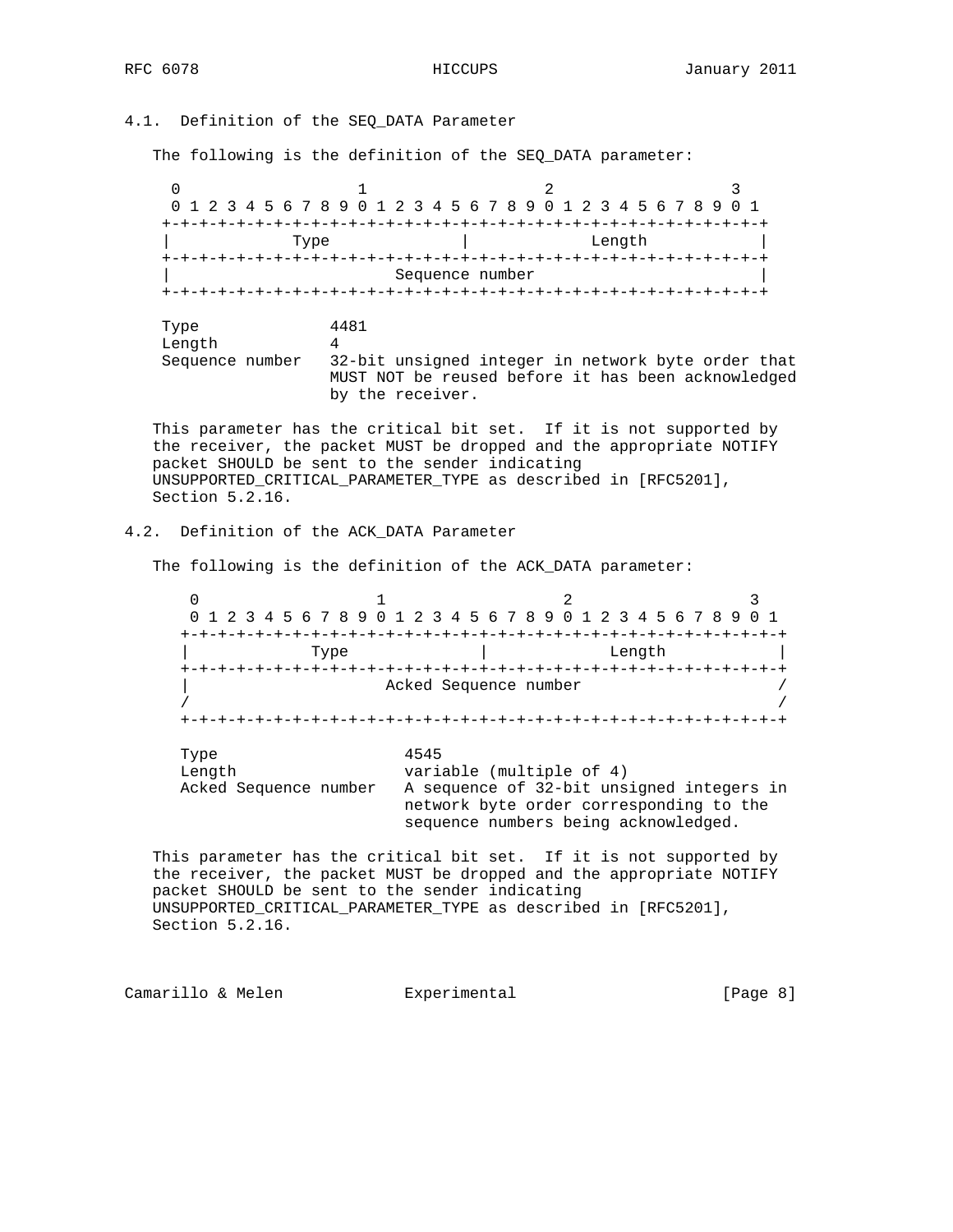### 4.1. Definition of the SEQ_DATA Parameter

The following is the definition of the SEQ_DATA parameter:

```
 0                   1                   2                   3
 0 1 2 3 4 5 6 7 8 9 0 1 2 3 4 5 6 7 8 9 0 1 2 3 4 5 6 7 8 9 0 1
+-+-+-+-+-+-+-+-+-+-+-+-+-+-+-+-+-+-+-+-+-+-+-+-+-+-+-+-+-+-+-+-+
|             Type              |             Length            |
+-+-+-+-+-+-+-+-+-+-+-+-+-+-+-+-+-+-+-+-+-+-+-+-+-+-+-+-+-+-+-+-+
|                        Sequence number                        |
+-+-+-+-+-+-+-+-+-+-+-+-+-+-+-+-+-+-+-+-+-+-+-+-+-+-+-+-+-+-+-+-+

Type             4481
Length           4
Sequence number  32-bit unsigned integer in network byte order that
                 MUST NOT be reused before it has been acknowledged
                 by the receiver.
```

This parameter has the critical bit set. If it is not supported by the receiver, the packet MUST be dropped and the appropriate NOTIFY packet SHOULD be sent to the sender indicating UNSUPPORTED_CRITICAL_PARAMETER_TYPE as described in [RFC5201], Section 5.2.16.

### 4.2. Definition of the ACK_DATA Parameter

The following is the definition of the ACK_DATA parameter:

```
 0                   1                   2                   3
 0 1 2 3 4 5 6 7 8 9 0 1 2 3 4 5 6 7 8 9 0 1 2 3 4 5 6 7 8 9 0 1
+-+-+-+-+-+-+-+-+-+-+-+-+-+-+-+-+-+-+-+-+-+-+-+-+-+-+-+-+-+-+-+-+
|             Type              |             Length            |
+-+-+-+-+-+-+-+-+-+-+-+-+-+-+-+-+-+-+-+-+-+-+-+-+-+-+-+-+-+-+-+-+
|                     Acked Sequence number                     /
/                                                               /
+-+-+-+-+-+-+-+-+-+-+-+-+-+-+-+-+-+-+-+-+-+-+-+-+-+-+-+-+-+-+-+-+

Type                   4545
Length                 variable (multiple of 4)
Acked Sequence number  A sequence of 32-bit unsigned integers in
                       network byte order corresponding to the
                       sequence numbers being acknowledged.
```

This parameter has the critical bit set. If it is not supported by the receiver, the packet MUST be dropped and the appropriate NOTIFY packet SHOULD be sent to the sender indicating UNSUPPORTED_CRITICAL_PARAMETER_TYPE as described in [RFC5201], Section 5.2.16.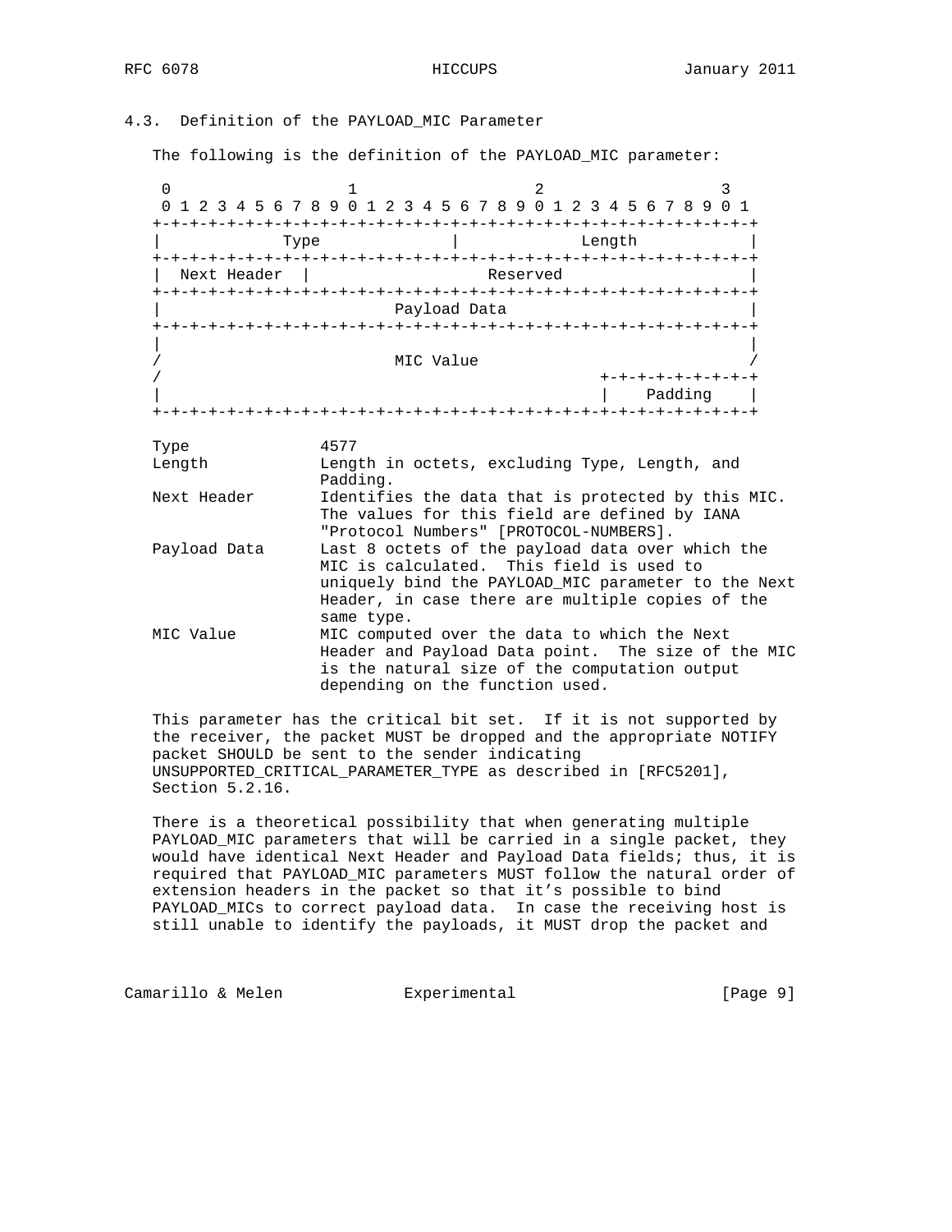### 4.3. Definition of the PAYLOAD_MIC Parameter

The following is the definition of the PAYLOAD_MIC parameter:

```
 0                   1                   2                   3
 0 1 2 3 4 5 6 7 8 9 0 1 2 3 4 5 6 7 8 9 0 1 2 3 4 5 6 7 8 9 0 1
+-+-+-+-+-+-+-+-+-+-+-+-+-+-+-+-+-+-+-+-+-+-+-+-+-+-+-+-+-+-+-+-+
|             Type              |             Length            |
+-+-+-+-+-+-+-+-+-+-+-+-+-+-+-+-+-+-+-+-+-+-+-+-+-+-+-+-+-+-+-+-+
|  Next Header  |                   Reserved                    |
+-+-+-+-+-+-+-+-+-+-+-+-+-+-+-+-+-+-+-+-+-+-+-+-+-+-+-+-+-+-+-+-+
|                         Payload Data                          |
+-+-+-+-+-+-+-+-+-+-+-+-+-+-+-+-+-+-+-+-+-+-+-+-+-+-+-+-+-+-+-+-+
|                                                               |
/                         MIC Value                             /
/                                               +-+-+-+-+-+-+-+-+
|                                               |    Padding    |
+-+-+-+-+-+-+-+-+-+-+-+-+-+-+-+-+-+-+-+-+-+-+-+-+-+-+-+-+-+-+-+-+
```

```
Type            4577
Length          Length in octets, excluding Type, Length, and
                Padding.
Next Header     Identifies the data that is protected by this MIC.
                The values for this field are defined by IANA
                "Protocol Numbers" [PROTOCOL-NUMBERS].
Payload Data    Last 8 octets of the payload data over which the
                MIC is calculated.  This field is used to
                uniquely bind the PAYLOAD_MIC parameter to the Next
                Header, in case there are multiple copies of the
                same type.
MIC Value       MIC computed over the data to which the Next
                Header and Payload Data point.  The size of the MIC
                is the natural size of the computation output
                depending on the function used.
```

This parameter has the critical bit set. If it is not supported by the receiver, the packet MUST be dropped and the appropriate NOTIFY packet SHOULD be sent to the sender indicating UNSUPPORTED_CRITICAL_PARAMETER_TYPE as described in [RFC5201], Section 5.2.16.

There is a theoretical possibility that when generating multiple PAYLOAD_MIC parameters that will be carried in a single packet, they would have identical Next Header and Payload Data fields; thus, it is required that PAYLOAD_MIC parameters MUST follow the natural order of extension headers in the packet so that it's possible to bind PAYLOAD_MICs to correct payload data. In case the receiving host is still unable to identify the payloads, it MUST drop the packet and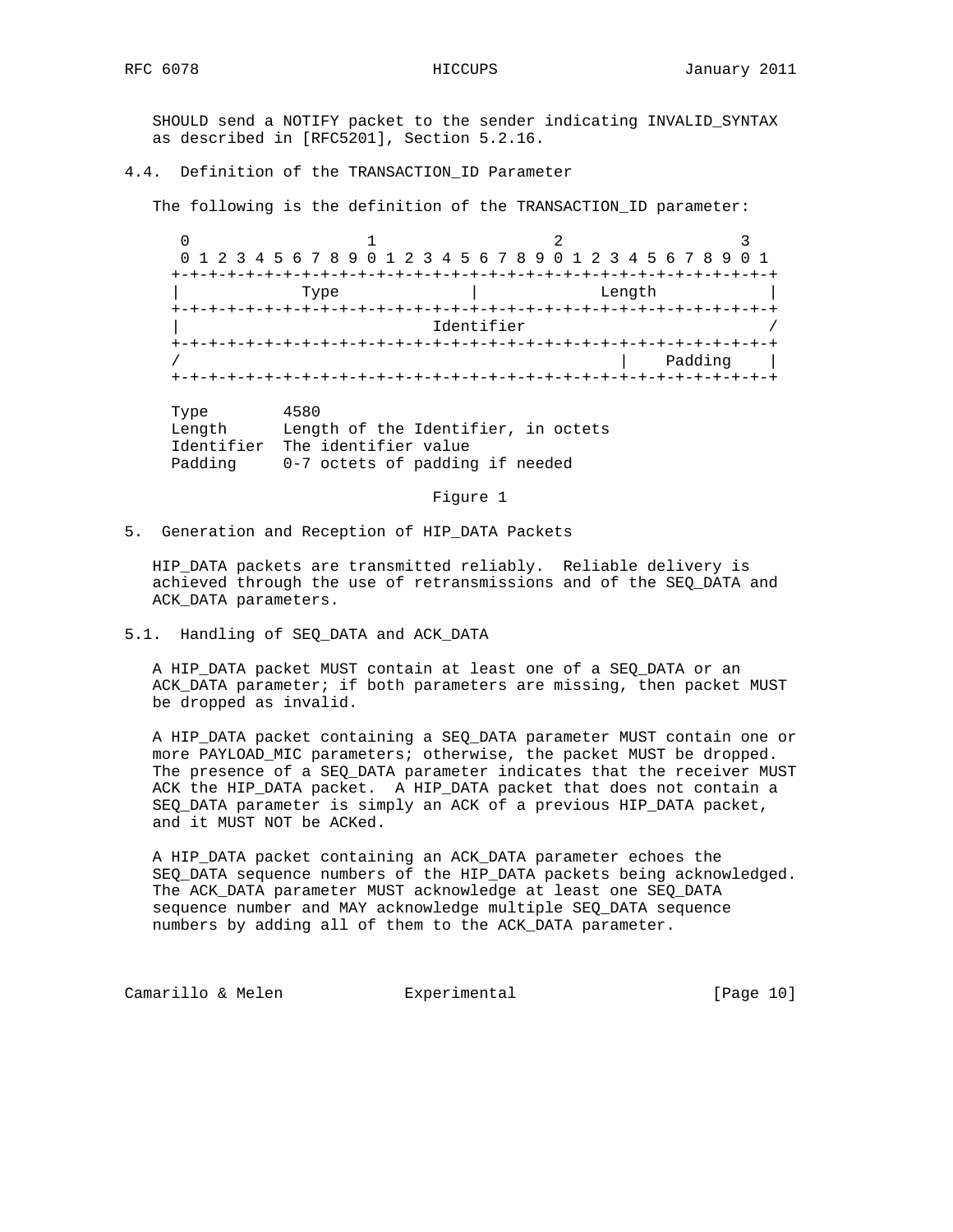SHOULD send a NOTIFY packet to the sender indicating INVALID_SYNTAX as described in [RFC5201], Section 5.2.16.

### 4.4. Definition of the TRANSACTION_ID Parameter

The following is the definition of the TRANSACTION_ID parameter:

```
 0                   1                   2                   3
 0 1 2 3 4 5 6 7 8 9 0 1 2 3 4 5 6 7 8 9 0 1 2 3 4 5 6 7 8 9 0 1
+-+-+-+-+-+-+-+-+-+-+-+-+-+-+-+-+-+-+-+-+-+-+-+-+-+-+-+-+-+-+-+-+
|             Type              |             Length            |
+-+-+-+-+-+-+-+-+-+-+-+-+-+-+-+-+-+-+-+-+-+-+-+-+-+-+-+-+-+-+-+-+
|                           Identifier                          /
+-+-+-+-+-+-+-+-+-+-+-+-+-+-+-+-+-+-+-+-+-+-+-+-+-+-+-+-+-+-+-+-+
/                                               |    Padding    |
+-+-+-+-+-+-+-+-+-+-+-+-+-+-+-+-+-+-+-+-+-+-+-+-+-+-+-+-+-+-+-+-+

Type        4580
Length      Length of the Identifier, in octets
Identifier  The identifier value
Padding     0-7 octets of padding if needed
```

Figure 1

## 5. Generation and Reception of HIP_DATA Packets

HIP_DATA packets are transmitted reliably. Reliable delivery is achieved through the use of retransmissions and of the SEQ_DATA and ACK_DATA parameters.

### 5.1. Handling of SEQ_DATA and ACK_DATA

A HIP_DATA packet MUST contain at least one of a SEQ_DATA or an ACK_DATA parameter; if both parameters are missing, then packet MUST be dropped as invalid.

A HIP_DATA packet containing a SEQ_DATA parameter MUST contain one or more PAYLOAD_MIC parameters; otherwise, the packet MUST be dropped. The presence of a SEQ_DATA parameter indicates that the receiver MUST ACK the HIP_DATA packet. A HIP_DATA packet that does not contain a SEQ_DATA parameter is simply an ACK of a previous HIP_DATA packet, and it MUST NOT be ACKed.

A HIP_DATA packet containing an ACK_DATA parameter echoes the SEQ_DATA sequence numbers of the HIP_DATA packets being acknowledged. The ACK_DATA parameter MUST acknowledge at least one SEQ_DATA sequence number and MAY acknowledge multiple SEQ_DATA sequence numbers by adding all of them to the ACK_DATA parameter.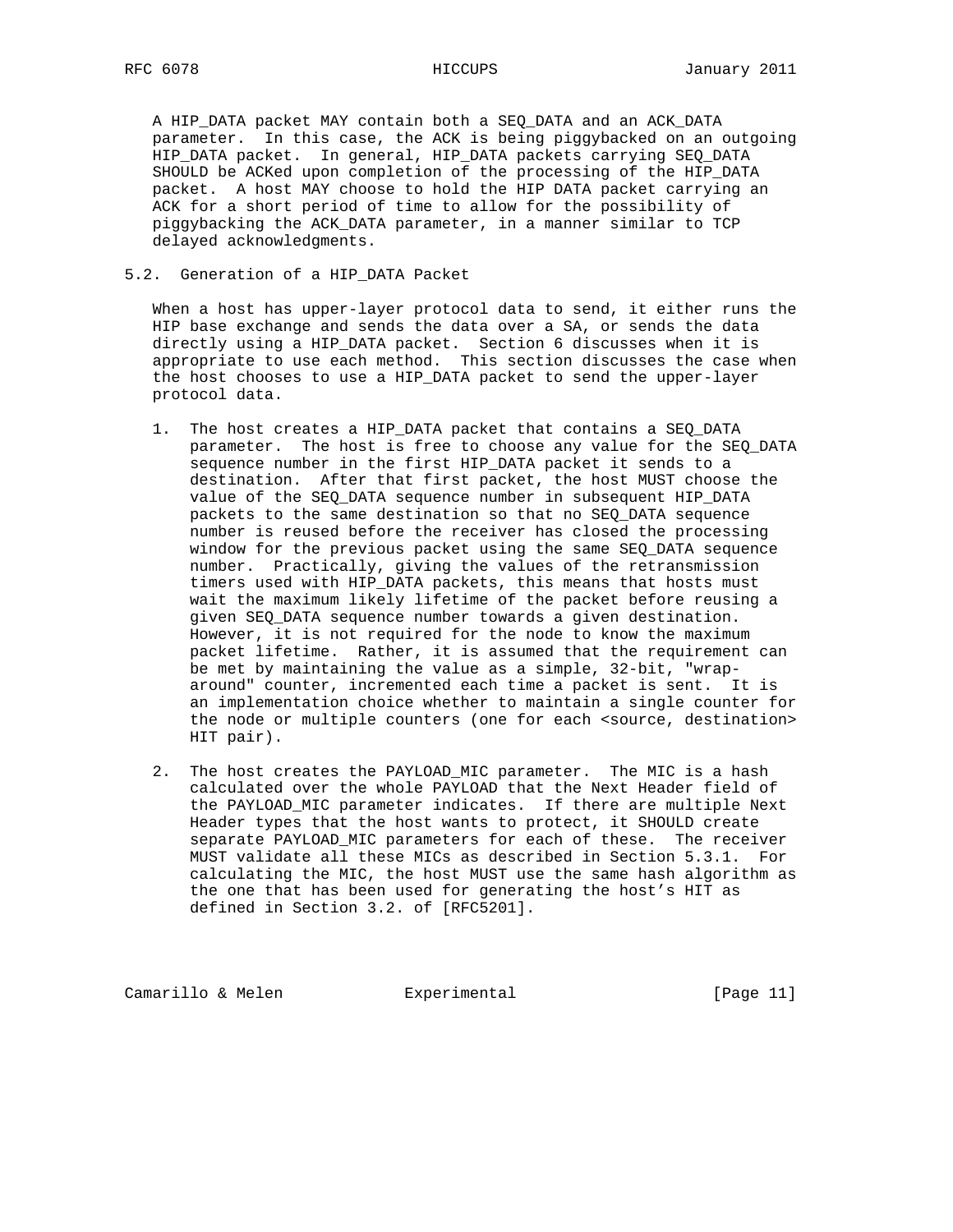A HIP_DATA packet MAY contain both a SEQ_DATA and an ACK_DATA parameter. In this case, the ACK is being piggybacked on an outgoing HIP_DATA packet. In general, HIP_DATA packets carrying SEQ_DATA SHOULD be ACKed upon completion of the processing of the HIP_DATA packet. A host MAY choose to hold the HIP DATA packet carrying an ACK for a short period of time to allow for the possibility of piggybacking the ACK_DATA parameter, in a manner similar to TCP delayed acknowledgments.

## 5.2. Generation of a HIP_DATA Packet

When a host has upper-layer protocol data to send, it either runs the HIP base exchange and sends the data over a SA, or sends the data directly using a HIP_DATA packet. Section 6 discusses when it is appropriate to use each method. This section discusses the case when the host chooses to use a HIP_DATA packet to send the upper-layer protocol data.

1. The host creates a HIP_DATA packet that contains a SEQ_DATA parameter. The host is free to choose any value for the SEQ_DATA sequence number in the first HIP_DATA packet it sends to a destination. After that first packet, the host MUST choose the value of the SEQ_DATA sequence number in subsequent HIP_DATA packets to the same destination so that no SEQ_DATA sequence number is reused before the receiver has closed the processing window for the previous packet using the same SEQ_DATA sequence number. Practically, giving the values of the retransmission timers used with HIP_DATA packets, this means that hosts must wait the maximum likely lifetime of the packet before reusing a given SEQ_DATA sequence number towards a given destination. However, it is not required for the node to know the maximum packet lifetime. Rather, it is assumed that the requirement can be met by maintaining the value as a simple, 32-bit, "wrap-around" counter, incremented each time a packet is sent. It is an implementation choice whether to maintain a single counter for the node or multiple counters (one for each <source, destination> HIT pair).

2. The host creates the PAYLOAD_MIC parameter. The MIC is a hash calculated over the whole PAYLOAD that the Next Header field of the PAYLOAD_MIC parameter indicates. If there are multiple Next Header types that the host wants to protect, it SHOULD create separate PAYLOAD_MIC parameters for each of these. The receiver MUST validate all these MICs as described in Section 5.3.1. For calculating the MIC, the host MUST use the same hash algorithm as the one that has been used for generating the host's HIT as defined in Section 3.2. of [RFC5201].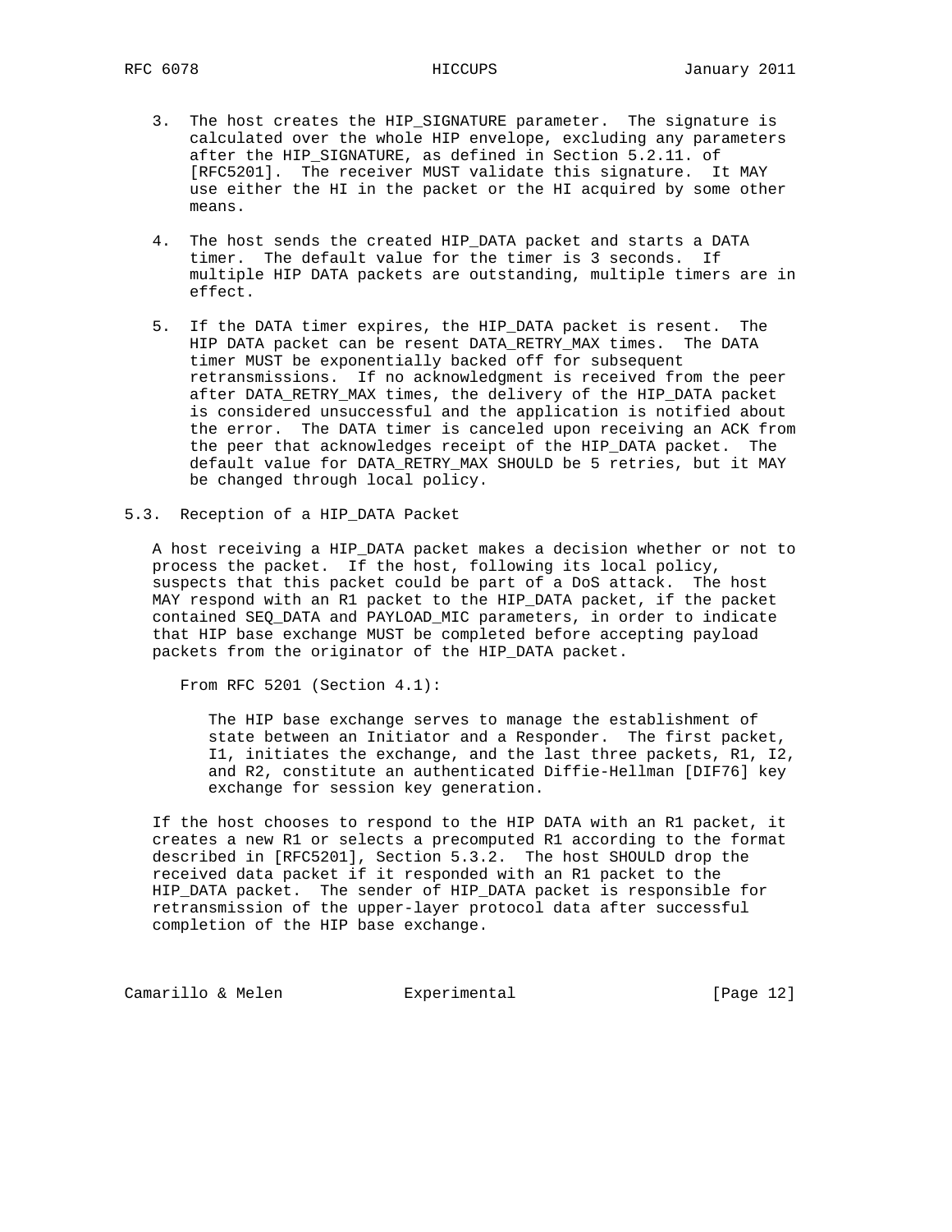3. The host creates the HIP_SIGNATURE parameter. The signature is calculated over the whole HIP envelope, excluding any parameters after the HIP_SIGNATURE, as defined in Section 5.2.11. of [RFC5201]. The receiver MUST validate this signature. It MAY use either the HI in the packet or the HI acquired by some other means.

4. The host sends the created HIP_DATA packet and starts a DATA timer. The default value for the timer is 3 seconds. If multiple HIP DATA packets are outstanding, multiple timers are in effect.

5. If the DATA timer expires, the HIP_DATA packet is resent. The HIP DATA packet can be resent DATA_RETRY_MAX times. The DATA timer MUST be exponentially backed off for subsequent retransmissions. If no acknowledgment is received from the peer after DATA_RETRY_MAX times, the delivery of the HIP_DATA packet is considered unsuccessful and the application is notified about the error. The DATA timer is canceled upon receiving an ACK from the peer that acknowledges receipt of the HIP_DATA packet. The default value for DATA_RETRY_MAX SHOULD be 5 retries, but it MAY be changed through local policy.

## 5.3. Reception of a HIP_DATA Packet

A host receiving a HIP_DATA packet makes a decision whether or not to process the packet. If the host, following its local policy, suspects that this packet could be part of a DoS attack. The host MAY respond with an R1 packet to the HIP_DATA packet, if the packet contained SEQ_DATA and PAYLOAD_MIC parameters, in order to indicate that HIP base exchange MUST be completed before accepting payload packets from the originator of the HIP_DATA packet.

From RFC 5201 (Section 4.1):

> The HIP base exchange serves to manage the establishment of state between an Initiator and a Responder. The first packet, I1, initiates the exchange, and the last three packets, R1, I2, and R2, constitute an authenticated Diffie-Hellman [DIF76] key exchange for session key generation.

If the host chooses to respond to the HIP DATA with an R1 packet, it creates a new R1 or selects a precomputed R1 according to the format described in [RFC5201], Section 5.3.2. The host SHOULD drop the received data packet if it responded with an R1 packet to the HIP_DATA packet. The sender of HIP_DATA packet is responsible for retransmission of the upper-layer protocol data after successful completion of the HIP base exchange.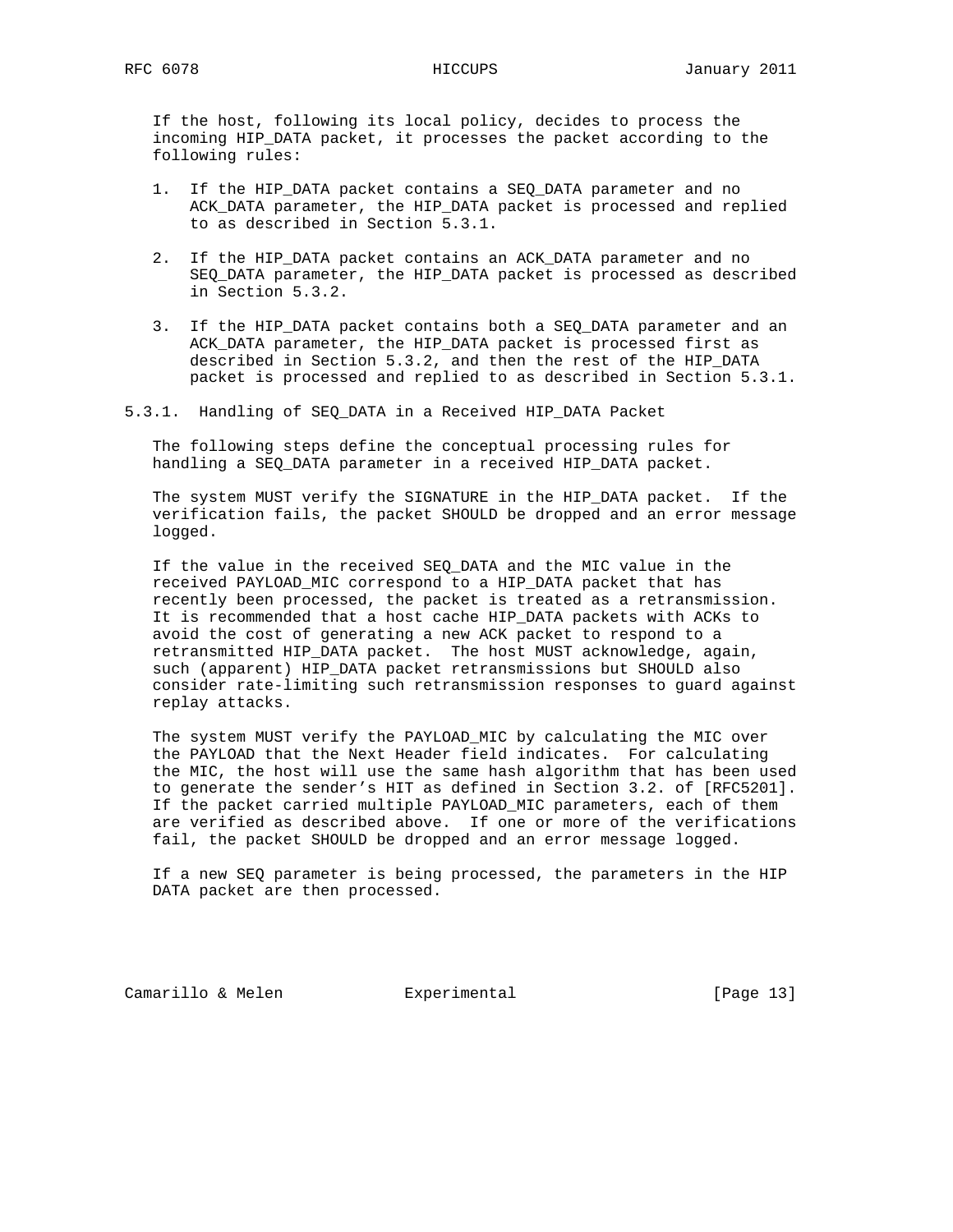If the host, following its local policy, decides to process the incoming HIP_DATA packet, it processes the packet according to the following rules:

1. If the HIP_DATA packet contains a SEQ_DATA parameter and no ACK_DATA parameter, the HIP_DATA packet is processed and replied to as described in Section 5.3.1.

2. If the HIP_DATA packet contains an ACK_DATA parameter and no SEQ_DATA parameter, the HIP_DATA packet is processed as described in Section 5.3.2.

3. If the HIP_DATA packet contains both a SEQ_DATA parameter and an ACK_DATA parameter, the HIP_DATA packet is processed first as described in Section 5.3.2, and then the rest of the HIP_DATA packet is processed and replied to as described in Section 5.3.1.

### 5.3.1. Handling of SEQ_DATA in a Received HIP_DATA Packet

The following steps define the conceptual processing rules for handling a SEQ_DATA parameter in a received HIP_DATA packet.

The system MUST verify the SIGNATURE in the HIP_DATA packet. If the verification fails, the packet SHOULD be dropped and an error message logged.

If the value in the received SEQ_DATA and the MIC value in the received PAYLOAD_MIC correspond to a HIP_DATA packet that has recently been processed, the packet is treated as a retransmission. It is recommended that a host cache HIP_DATA packets with ACKs to avoid the cost of generating a new ACK packet to respond to a retransmitted HIP_DATA packet. The host MUST acknowledge, again, such (apparent) HIP_DATA packet retransmissions but SHOULD also consider rate-limiting such retransmission responses to guard against replay attacks.

The system MUST verify the PAYLOAD_MIC by calculating the MIC over the PAYLOAD that the Next Header field indicates. For calculating the MIC, the host will use the same hash algorithm that has been used to generate the sender's HIT as defined in Section 3.2. of [RFC5201]. If the packet carried multiple PAYLOAD_MIC parameters, each of them are verified as described above. If one or more of the verifications fail, the packet SHOULD be dropped and an error message logged.

If a new SEQ parameter is being processed, the parameters in the HIP DATA packet are then processed.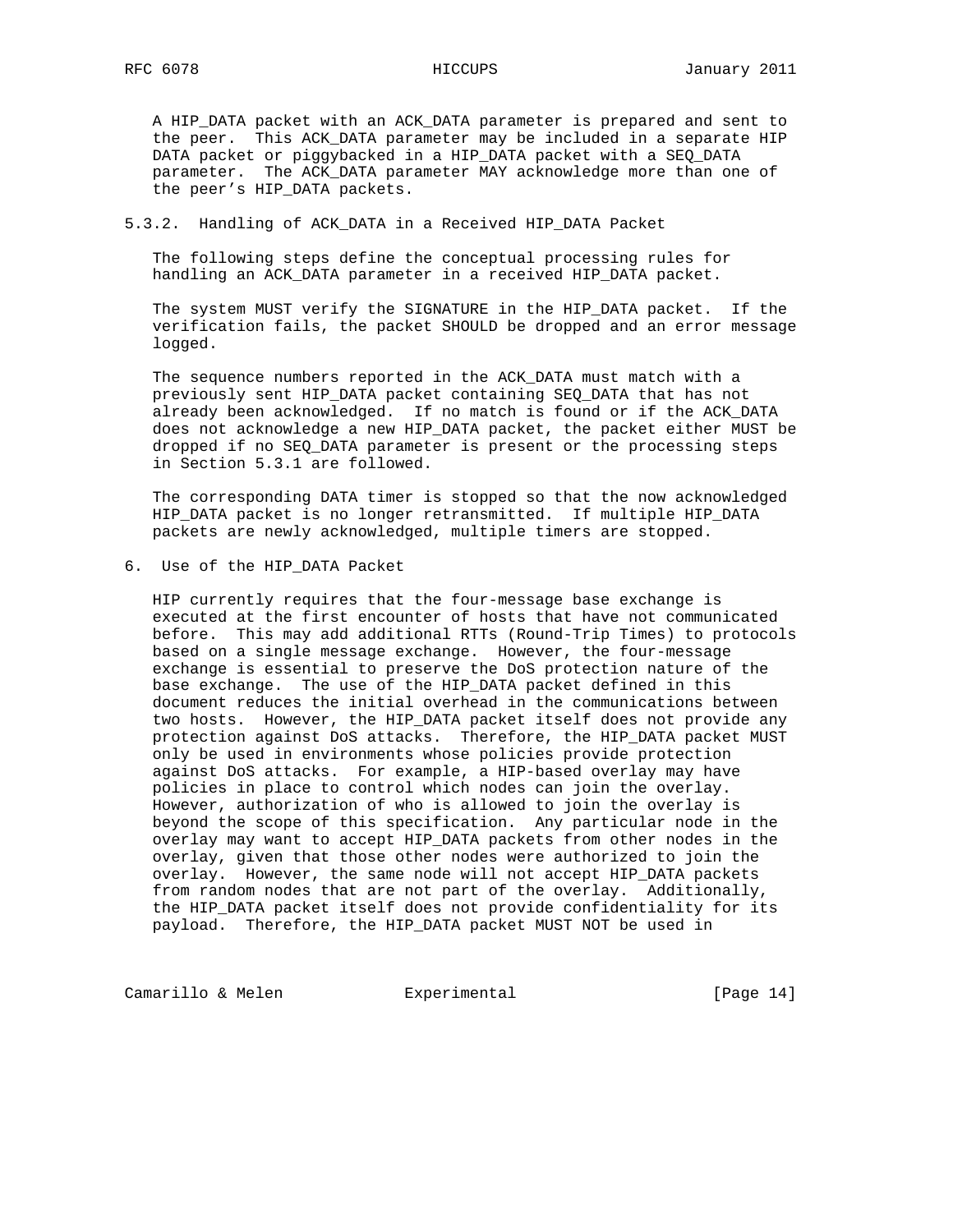A HIP_DATA packet with an ACK_DATA parameter is prepared and sent to the peer. This ACK_DATA parameter may be included in a separate HIP DATA packet or piggybacked in a HIP_DATA packet with a SEQ_DATA parameter. The ACK_DATA parameter MAY acknowledge more than one of the peer's HIP_DATA packets.

### 5.3.2. Handling of ACK_DATA in a Received HIP_DATA Packet

The following steps define the conceptual processing rules for handling an ACK_DATA parameter in a received HIP_DATA packet.

The system MUST verify the SIGNATURE in the HIP_DATA packet. If the verification fails, the packet SHOULD be dropped and an error message logged.

The sequence numbers reported in the ACK_DATA must match with a previously sent HIP_DATA packet containing SEQ_DATA that has not already been acknowledged. If no match is found or if the ACK_DATA does not acknowledge a new HIP_DATA packet, the packet either MUST be dropped if no SEQ_DATA parameter is present or the processing steps in Section 5.3.1 are followed.

The corresponding DATA timer is stopped so that the now acknowledged HIP_DATA packet is no longer retransmitted. If multiple HIP_DATA packets are newly acknowledged, multiple timers are stopped.

## 6. Use of the HIP_DATA Packet

HIP currently requires that the four-message base exchange is executed at the first encounter of hosts that have not communicated before. This may add additional RTTs (Round-Trip Times) to protocols based on a single message exchange. However, the four-message exchange is essential to preserve the DoS protection nature of the base exchange. The use of the HIP_DATA packet defined in this document reduces the initial overhead in the communications between two hosts. However, the HIP_DATA packet itself does not provide any protection against DoS attacks. Therefore, the HIP_DATA packet MUST only be used in environments whose policies provide protection against DoS attacks. For example, a HIP-based overlay may have policies in place to control which nodes can join the overlay. However, authorization of who is allowed to join the overlay is beyond the scope of this specification. Any particular node in the overlay may want to accept HIP_DATA packets from other nodes in the overlay, given that those other nodes were authorized to join the overlay. However, the same node will not accept HIP_DATA packets from random nodes that are not part of the overlay. Additionally, the HIP_DATA packet itself does not provide confidentiality for its payload. Therefore, the HIP_DATA packet MUST NOT be used in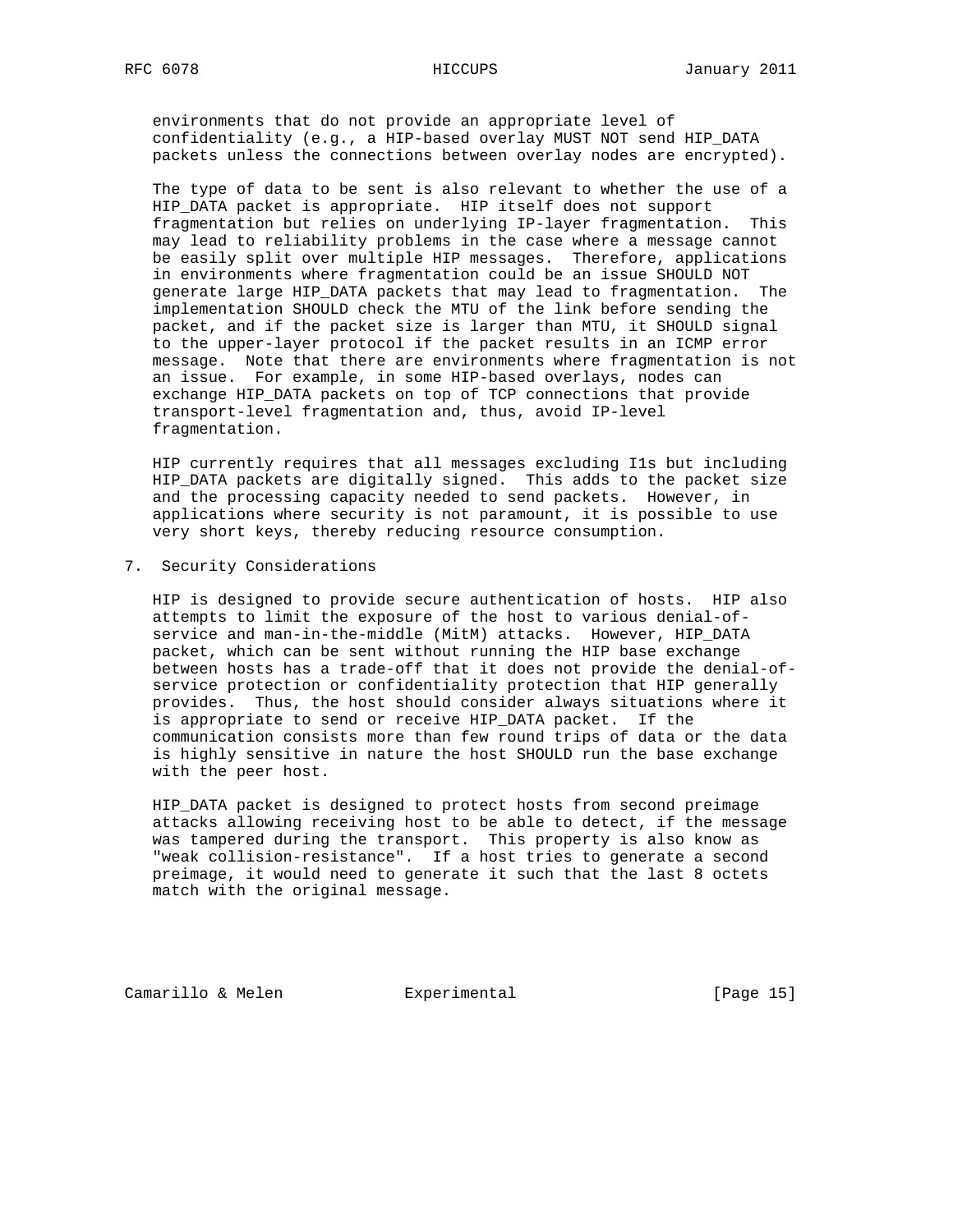environments that do not provide an appropriate level of confidentiality (e.g., a HIP-based overlay MUST NOT send HIP_DATA packets unless the connections between overlay nodes are encrypted).

The type of data to be sent is also relevant to whether the use of a HIP_DATA packet is appropriate. HIP itself does not support fragmentation but relies on underlying IP-layer fragmentation. This may lead to reliability problems in the case where a message cannot be easily split over multiple HIP messages. Therefore, applications in environments where fragmentation could be an issue SHOULD NOT generate large HIP_DATA packets that may lead to fragmentation. The implementation SHOULD check the MTU of the link before sending the packet, and if the packet size is larger than MTU, it SHOULD signal to the upper-layer protocol if the packet results in an ICMP error message. Note that there are environments where fragmentation is not an issue. For example, in some HIP-based overlays, nodes can exchange HIP_DATA packets on top of TCP connections that provide transport-level fragmentation and, thus, avoid IP-level fragmentation.

HIP currently requires that all messages excluding I1s but including HIP_DATA packets are digitally signed. This adds to the packet size and the processing capacity needed to send packets. However, in applications where security is not paramount, it is possible to use very short keys, thereby reducing resource consumption.

## 7. Security Considerations

HIP is designed to provide secure authentication of hosts. HIP also attempts to limit the exposure of the host to various denial-of-service and man-in-the-middle (MitM) attacks. However, HIP_DATA packet, which can be sent without running the HIP base exchange between hosts has a trade-off that it does not provide the denial-of-service protection or confidentiality protection that HIP generally provides. Thus, the host should consider always situations where it is appropriate to send or receive HIP_DATA packet. If the communication consists more than few round trips of data or the data is highly sensitive in nature the host SHOULD run the base exchange with the peer host.

HIP_DATA packet is designed to protect hosts from second preimage attacks allowing receiving host to be able to detect, if the message was tampered during the transport. This property is also know as "weak collision-resistance". If a host tries to generate a second preimage, it would need to generate it such that the last 8 octets match with the original message.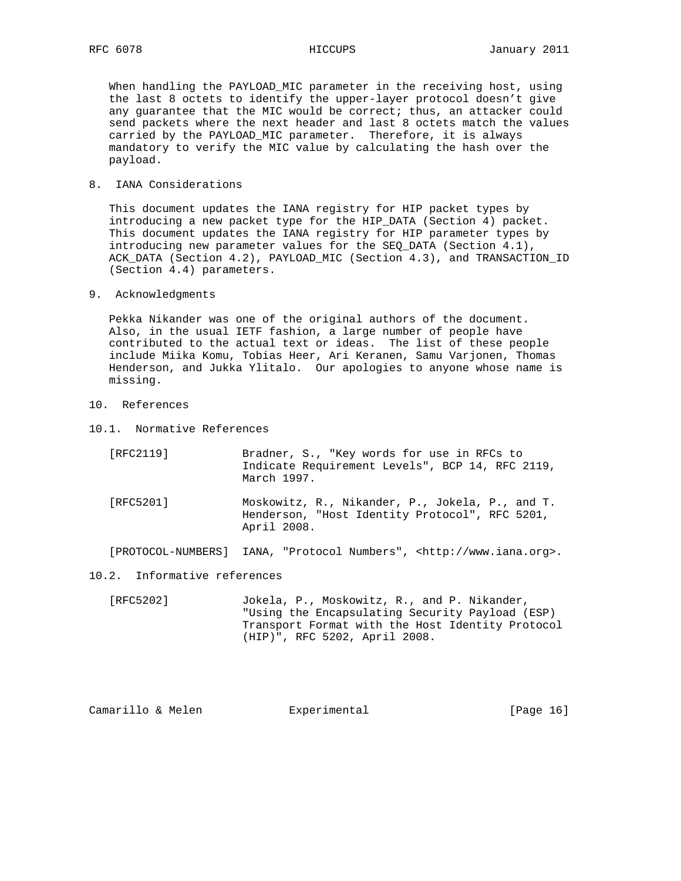When handling the PAYLOAD_MIC parameter in the receiving host, using the last 8 octets to identify the upper-layer protocol doesn't give any guarantee that the MIC would be correct; thus, an attacker could send packets where the next header and last 8 octets match the values carried by the PAYLOAD_MIC parameter. Therefore, it is always mandatory to verify the MIC value by calculating the hash over the payload.

## 8. IANA Considerations

This document updates the IANA registry for HIP packet types by introducing a new packet type for the HIP_DATA (Section 4) packet. This document updates the IANA registry for HIP parameter types by introducing new parameter values for the SEQ_DATA (Section 4.1), ACK_DATA (Section 4.2), PAYLOAD_MIC (Section 4.3), and TRANSACTION_ID (Section 4.4) parameters.

## 9. Acknowledgments

Pekka Nikander was one of the original authors of the document. Also, in the usual IETF fashion, a large number of people have contributed to the actual text or ideas. The list of these people include Miika Komu, Tobias Heer, Ari Keranen, Samu Varjonen, Thomas Henderson, and Jukka Ylitalo. Our apologies to anyone whose name is missing.

## 10. References

### 10.1. Normative References

[RFC2119] Bradner, S., "Key words for use in RFCs to Indicate Requirement Levels", BCP 14, RFC 2119, March 1997.

[RFC5201] Moskowitz, R., Nikander, P., Jokela, P., and T. Henderson, "Host Identity Protocol", RFC 5201, April 2008.

[PROTOCOL-NUMBERS] IANA, "Protocol Numbers", <http://www.iana.org>.

### 10.2. Informative references

[RFC5202] Jokela, P., Moskowitz, R., and P. Nikander, "Using the Encapsulating Security Payload (ESP) Transport Format with the Host Identity Protocol (HIP)", RFC 5202, April 2008.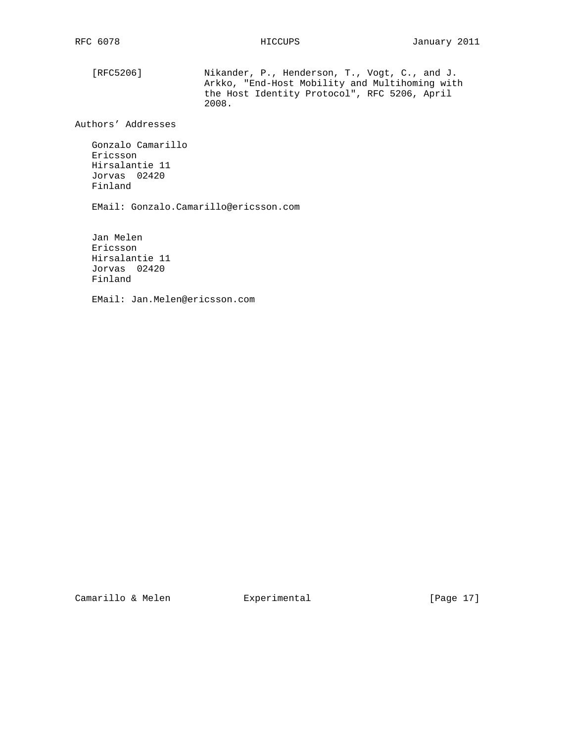[RFC5206] Nikander, P., Henderson, T., Vogt, C., and J. Arkko, "End-Host Mobility and Multihoming with the Host Identity Protocol", RFC 5206, April 2008.

## Authors' Addresses

Gonzalo Camarillo
Ericsson
Hirsalantie 11
Jorvas 02420
Finland

EMail: Gonzalo.Camarillo@ericsson.com

Jan Melen
Ericsson
Hirsalantie 11
Jorvas 02420
Finland

EMail: Jan.Melen@ericsson.com